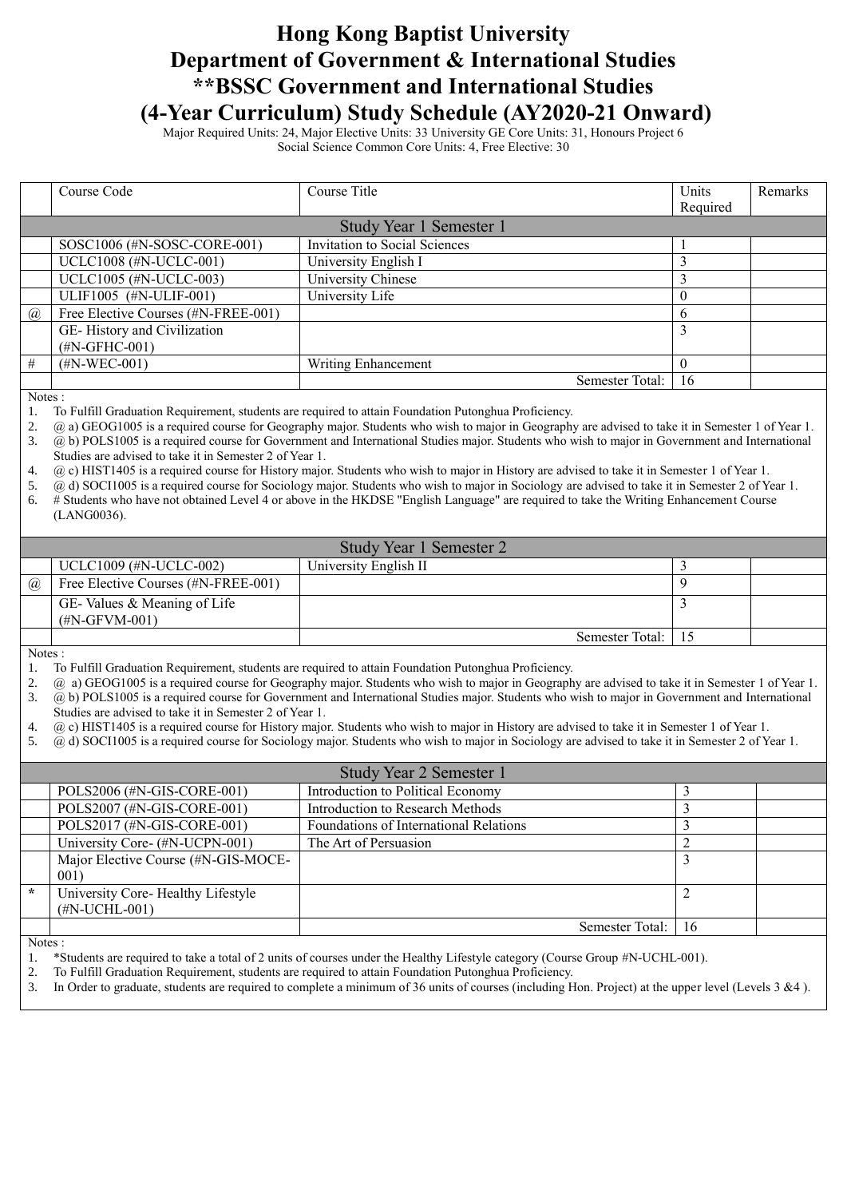# Hong Kong Baptist University
# Department of Government & International Studies
# **BSSC Government and International Studies
# (4-Year Curriculum) Study Schedule (AY2020-21 Onward)

Major Required Units: 24, Major Elective Units: 33 University GE Core Units: 31, Honours Project 6
Social Science Common Core Units: 4, Free Elective: 30

| | Course Code | Course Title | Units Required | Remarks |
|---|---|---|---|---|
| | | Study Year 1 Semester 1 | | |
| | SOSC1006 (#N-SOSC-CORE-001) | Invitation to Social Sciences | 1 | |
| | UCLC1008 (#N-UCLC-001) | University English I | 3 | |
| | UCLC1005 (#N-UCLC-003) | University Chinese | 3 | |
| | ULIF1005 (#N-ULIF-001) | University Life | 0 | |
| @ | Free Elective Courses (#N-FREE-001) | | 6 | |
| | GE- History and Civilization (#N-GFHC-001) | | 3 | |
| # | (#N-WEC-001) | Writing Enhancement | 0 | |
| | | Semester Total: | 16 | |

Notes :
1. To Fulfill Graduation Requirement, students are required to attain Foundation Putonghua Proficiency.
2. @ a) GEOG1005 is a required course for Geography major. Students who wish to major in Geography are advised to take it in Semester 1 of Year 1.
3. @ b) POLS1005 is a required course for Government and International Studies major. Students who wish to major in Government and International Studies are advised to take it in Semester 2 of Year 1.
4. @ c) HIST1405 is a required course for History major. Students who wish to major in History are advised to take it in Semester 1 of Year 1.
5. @ d) SOCI1005 is a required course for Sociology major. Students who wish to major in Sociology are advised to take it in Semester 2 of Year 1.
6. # Students who have not obtained Level 4 or above in the HKDSE "English Language" are required to take the Writing Enhancement Course (LANG0036).

| | Course Code | Course Title | Units Required | Remarks |
|---|---|---|---|---|
| | | Study Year 1 Semester 2 | | |
| | UCLC1009 (#N-UCLC-002) | University English II | 3 | |
| @ | Free Elective Courses (#N-FREE-001) | | 9 | |
| | GE- Values & Meaning of Life (#N-GFVM-001) | | 3 | |
| | | Semester Total: | 15 | |

Notes :
1. To Fulfill Graduation Requirement, students are required to attain Foundation Putonghua Proficiency.
2. @ a) GEOG1005 is a required course for Geography major. Students who wish to major in Geography are advised to take it in Semester 1 of Year 1.
3. @ b) POLS1005 is a required course for Government and International Studies major. Students who wish to major in Government and International Studies are advised to take it in Semester 2 of Year 1.
4. @ c) HIST1405 is a required course for History major. Students who wish to major in History are advised to take it in Semester 1 of Year 1.
5. @ d) SOCI1005 is a required course for Sociology major. Students who wish to major in Sociology are advised to take it in Semester 2 of Year 1.

| | Course Code | Course Title | Units Required | Remarks |
|---|---|---|---|---|
| | | Study Year 2 Semester 1 | | |
| | POLS2006 (#N-GIS-CORE-001) | Introduction to Political Economy | 3 | |
| | POLS2007 (#N-GIS-CORE-001) | Introduction to Research Methods | 3 | |
| | POLS2017 (#N-GIS-CORE-001) | Foundations of International Relations | 3 | |
| | University Core- (#N-UCPN-001) | The Art of Persuasion | 2 | |
| | Major Elective Course (#N-GIS-MOCE-001) | | 3 | |
| * | University Core- Healthy Lifestyle (#N-UCHL-001) | | 2 | |
| | | Semester Total: | 16 | |

Notes :
1. *Students are required to take a total of 2 units of courses under the Healthy Lifestyle category (Course Group #N-UCHL-001).
2. To Fulfill Graduation Requirement, students are required to attain Foundation Putonghua Proficiency.
3. In Order to graduate, students are required to complete a minimum of 36 units of courses (including Hon. Project) at the upper level (Levels 3 &4 ).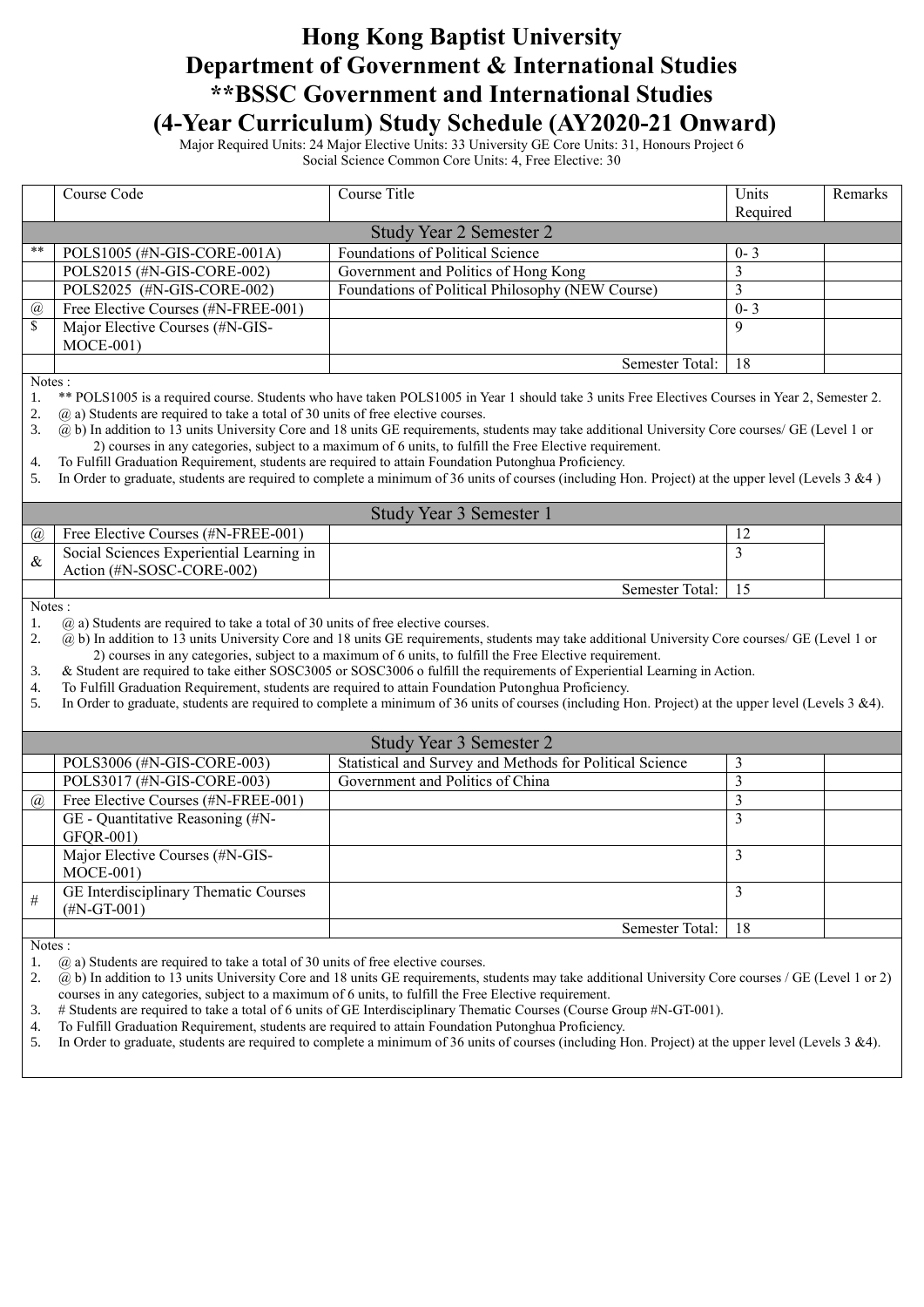# Hong Kong Baptist University
# Department of Government & International Studies
# **BSSC Government and International Studies
# (4-Year Curriculum) Study Schedule (AY2020-21 Onward)

Major Required Units: 24 Major Elective Units: 33 University GE Core Units: 31, Honours Project 6
Social Science Common Core Units: 4, Free Elective: 30

| | Course Code | Course Title | Units Required | Remarks |
|---|---|---|---|---|
| | | Study Year 2 Semester 2 | | |
| ** | POLS1005 (#N-GIS-CORE-001A) | Foundations of Political Science | 0- 3 | |
| | POLS2015 (#N-GIS-CORE-002) | Government and Politics of Hong Kong | 3 | |
| | POLS2025 (#N-GIS-CORE-002) | Foundations of Political Philosophy (NEW Course) | 3 | |
| @ | Free Elective Courses (#N-FREE-001) | | 0- 3 | |
| $ | Major Elective Courses (#N-GIS-MOCE-001) | | 9 | |
| | | Semester Total: | 18 | |

Notes :

1. ** POLS1005 is a required course. Students who have taken POLS1005 in Year 1 should take 3 units Free Electives Courses in Year 2, Semester 2.
2. @ a) Students are required to take a total of 30 units of free elective courses.
3. @ b) In addition to 13 units University Core and 18 units GE requirements, students may take additional University Core courses/ GE (Level 1 or 2) courses in any categories, subject to a maximum of 6 units, to fulfill the Free Elective requirement.
4. To Fulfill Graduation Requirement, students are required to attain Foundation Putonghua Proficiency.
5. In Order to graduate, students are required to complete a minimum of 36 units of courses (including Hon. Project) at the upper level (Levels 3 &4 )

| | Course Code | Course Title | Units Required | Remarks |
|---|---|---|---|---|
| | | Study Year 3 Semester 1 | | |
| @ | Free Elective Courses (#N-FREE-001) | | 12 | |
| & | Social Sciences Experiential Learning in Action (#N-SOSC-CORE-002) | | 3 | |
| | | Semester Total: | 15 | |

Notes :

1. @ a) Students are required to take a total of 30 units of free elective courses.
2. @ b) In addition to 13 units University Core and 18 units GE requirements, students may take additional University Core courses/ GE (Level 1 or 2) courses in any categories, subject to a maximum of 6 units, to fulfill the Free Elective requirement.
3. & Student are required to take either SOSC3005 or SOSC3006 o fulfill the requirements of Experiential Learning in Action.
4. To Fulfill Graduation Requirement, students are required to attain Foundation Putonghua Proficiency.
5. In Order to graduate, students are required to complete a minimum of 36 units of courses (including Hon. Project) at the upper level (Levels 3 &4).

| | Course Code | Course Title | Units Required | Remarks |
|---|---|---|---|---|
| | | Study Year 3 Semester 2 | | |
| | POLS3006 (#N-GIS-CORE-003) | Statistical and Survey and Methods for Political Science | 3 | |
| | POLS3017 (#N-GIS-CORE-003) | Government and Politics of China | 3 | |
| @ | Free Elective Courses (#N-FREE-001) | | 3 | |
| | GE - Quantitative Reasoning (#N-GFQR-001) | | 3 | |
| | Major Elective Courses (#N-GIS-MOCE-001) | | 3 | |
| # | GE Interdisciplinary Thematic Courses (#N-GT-001) | | 3 | |
| | | Semester Total: | 18 | |

Notes :

1. @ a) Students are required to take a total of 30 units of free elective courses.
2. @ b) In addition to 13 units University Core and 18 units GE requirements, students may take additional University Core courses / GE (Level 1 or 2) courses in any categories, subject to a maximum of 6 units, to fulfill the Free Elective requirement.
3. # Students are required to take a total of 6 units of GE Interdisciplinary Thematic Courses (Course Group #N-GT-001).
4. To Fulfill Graduation Requirement, students are required to attain Foundation Putonghua Proficiency.
5. In Order to graduate, students are required to complete a minimum of 36 units of courses (including Hon. Project) at the upper level (Levels 3 &4).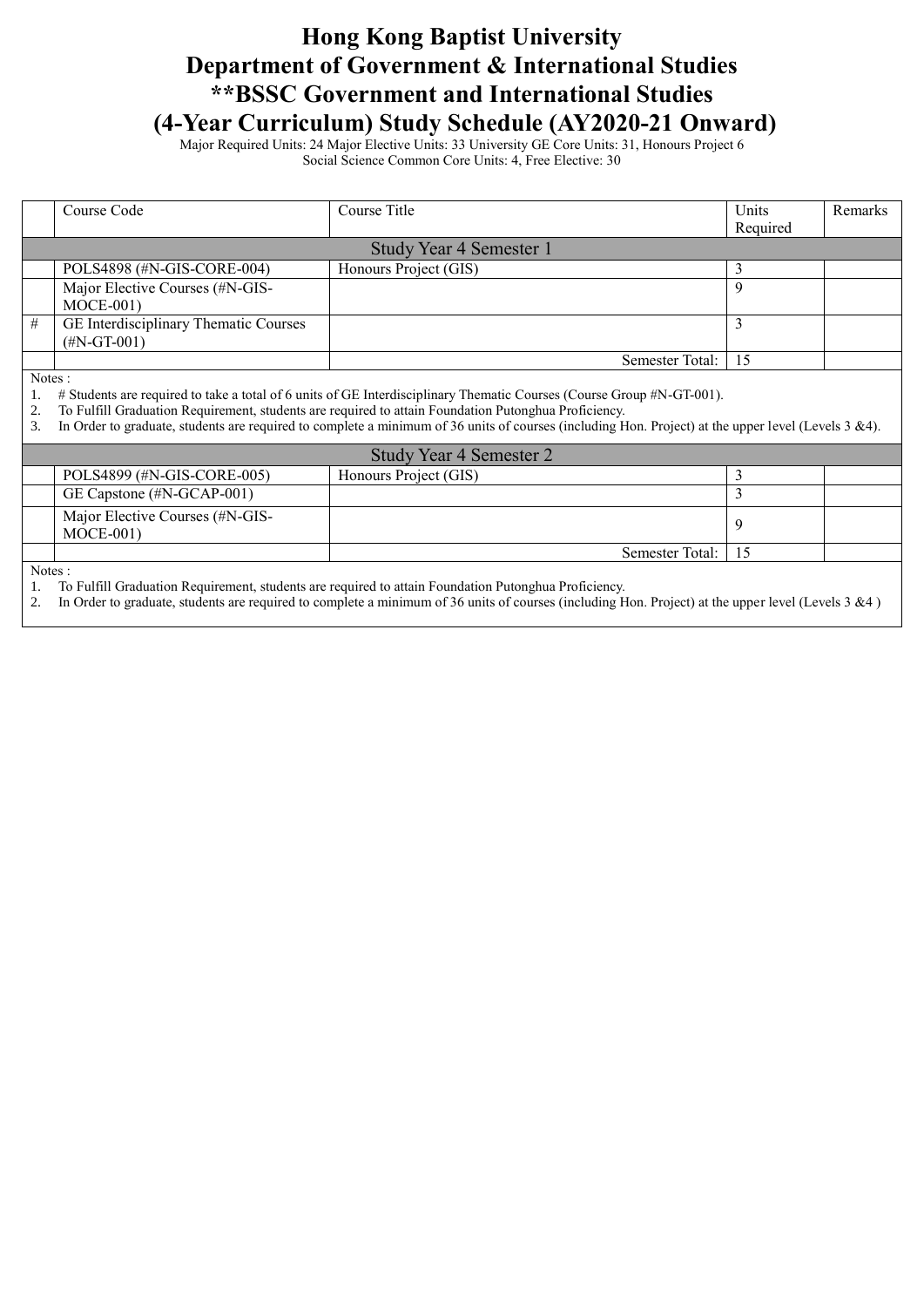# Hong Kong Baptist University
# Department of Government & International Studies
# **BSSC Government and International Studies
# (4-Year Curriculum) Study Schedule (AY2020-21 Onward)

Major Required Units: 24 Major Elective Units: 33 University GE Core Units: 31, Honours Project 6
Social Science Common Core Units: 4, Free Elective: 30

| | Course Code | Course Title | Units Required | Remarks |
|---|---|---|---|---|
| | | Study Year 4 Semester 1 | | |
| | POLS4898 (#N-GIS-CORE-004) | Honours Project (GIS) | 3 | |
| | Major Elective Courses (#N-GIS-MOCE-001) | | 9 | |
| # | GE Interdisciplinary Thematic Courses (#N-GT-001) | | 3 | |
| | | Semester Total: | 15 | |

Notes :

1. # Students are required to take a total of 6 units of GE Interdisciplinary Thematic Courses (Course Group #N-GT-001).
2. To Fulfill Graduation Requirement, students are required to attain Foundation Putonghua Proficiency.
3. In Order to graduate, students are required to complete a minimum of 36 units of courses (including Hon. Project) at the upper level (Levels 3 &4).

| | Course Code | Course Title | Units Required | Remarks |
|---|---|---|---|---|
| | | Study Year 4 Semester 2 | | |
| | POLS4899 (#N-GIS-CORE-005) | Honours Project (GIS) | 3 | |
| | GE Capstone (#N-GCAP-001) | | 3 | |
| | Major Elective Courses (#N-GIS-MOCE-001) | | 9 | |
| | | Semester Total: | 15 | |

Notes :

1. To Fulfill Graduation Requirement, students are required to attain Foundation Putonghua Proficiency.
2. In Order to graduate, students are required to complete a minimum of 36 units of courses (including Hon. Project) at the upper level (Levels 3 &4 )